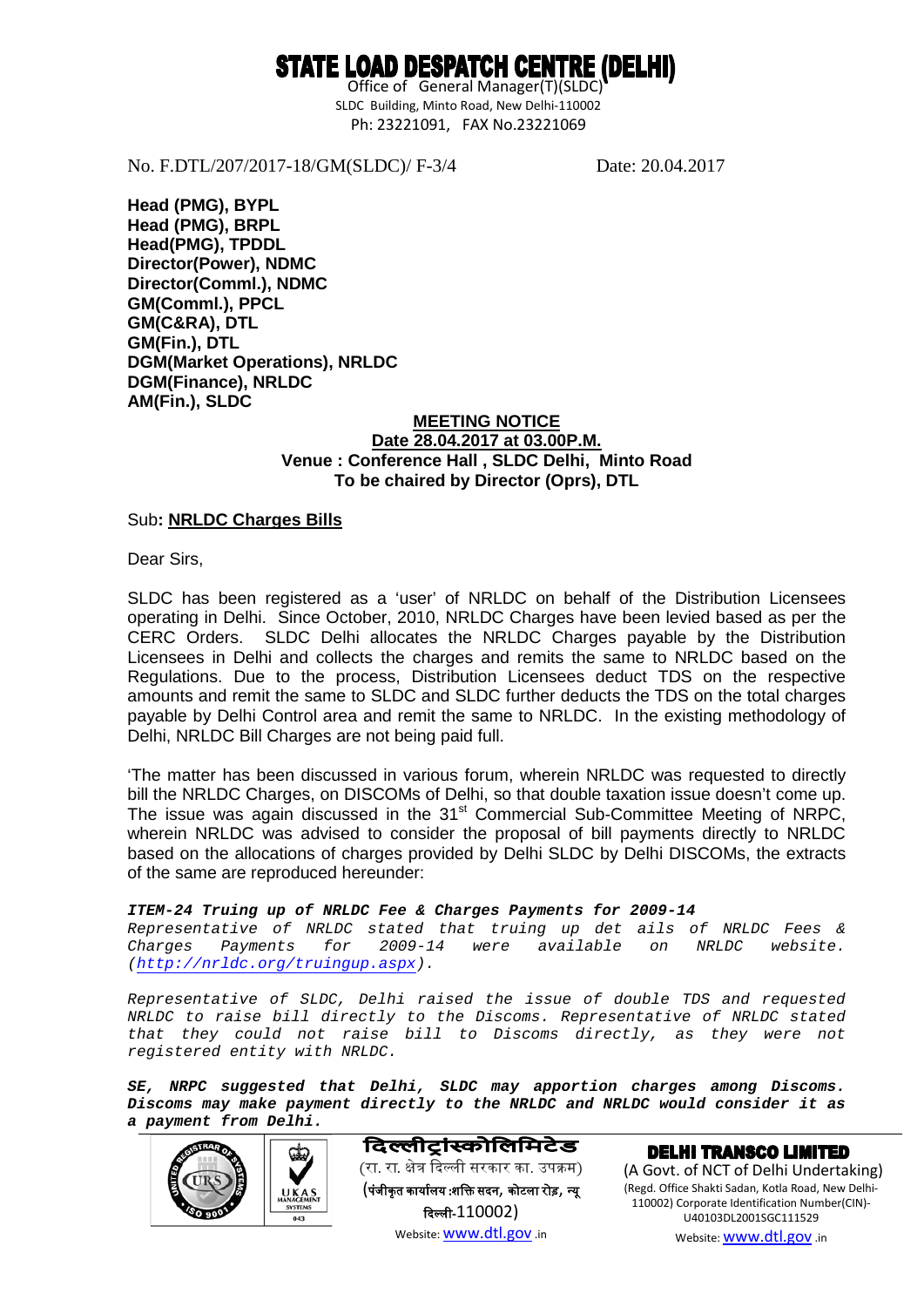# STATE LOAD DESPATCH CENTRE (DELHI)

Office of General Manager(T)(SLDC)
SLDC Building, Minto Road, New Delhi-110002
Ph: 23221091, FAX No.23221069

No. F.DTL/207/2017-18/GM(SLDC)/ F-3/4 Date: 20.04.2017

**Head (PMG), BYPL**
**Head (PMG), BRPL**
**Head(PMG), TPDDL**
**Director(Power), NDMC**
**Director(Comml.), NDMC**
**GM(Comml.), PPCL**
**GM(C&RA), DTL**
**GM(Fin.), DTL**
**DGM(Market Operations), NRLDC**
**DGM(Finance), NRLDC**
**AM(Fin.), SLDC**

**MEETING NOTICE**
**Date 28.04.2017 at 03.00P.M.**
**Venue : Conference Hall , SLDC Delhi, Minto Road**
**To be chaired by Director (Oprs), DTL**

Sub**: NRLDC Charges Bills**

Dear Sirs,

SLDC has been registered as a 'user' of NRLDC on behalf of the Distribution Licensees operating in Delhi. Since October, 2010, NRLDC Charges have been levied based as per the CERC Orders. SLDC Delhi allocates the NRLDC Charges payable by the Distribution Licensees in Delhi and collects the charges and remits the same to NRLDC based on the Regulations. Due to the process, Distribution Licensees deduct TDS on the respective amounts and remit the same to SLDC and SLDC further deducts the TDS on the total charges payable by Delhi Control area and remit the same to NRLDC. In the existing methodology of Delhi, NRLDC Bill Charges are not being paid full.

'The matter has been discussed in various forum, wherein NRLDC was requested to directly bill the NRLDC Charges, on DISCOMs of Delhi, so that double taxation issue doesn't come up. The issue was again discussed in the 31st Commercial Sub-Committee Meeting of NRPC, wherein NRLDC was advised to consider the proposal of bill payments directly to NRLDC based on the allocations of charges provided by Delhi SLDC by Delhi DISCOMs, the extracts of the same are reproduced hereunder:

***ITEM-24 Truing up of NRLDC Fee & Charges Payments for 2009-14***
*Representative of NRLDC stated that truing up det ails of NRLDC Fees & Charges Payments for 2009-14 were available on NRLDC website. (http://nrldc.org/truingup.aspx).*

*Representative of SLDC, Delhi raised the issue of double TDS and requested NRLDC to raise bill directly to the Discoms. Representative of NRLDC stated that they could not raise bill to Discoms directly, as they were not registered entity with NRLDC.*

***SE, NRPC suggested that Delhi, SLDC may apportion charges among Discoms. Discoms may make payment directly to the NRLDC and NRLDC would consider it as a payment from Delhi.***

दिल्लीट्रांस्कोलिमिटेड
(रा. रा. क्षेत्र दिल्ली सरकार का. उपक्रम)
(पंजीकृत कार्यालय :शक्ति सदन, कोटला रोड़, न्यू दिल्ली-110002)
Website: www.dtl.gov.in

DELHI TRANSCO LIMITED
(A Govt. of NCT of Delhi Undertaking)
(Regd. Office Shakti Sadan, Kotla Road, New Delhi-110002) Corporate Identification Number(CIN)-U40103DL2001SGC111529
Website: www.dtl.gov.in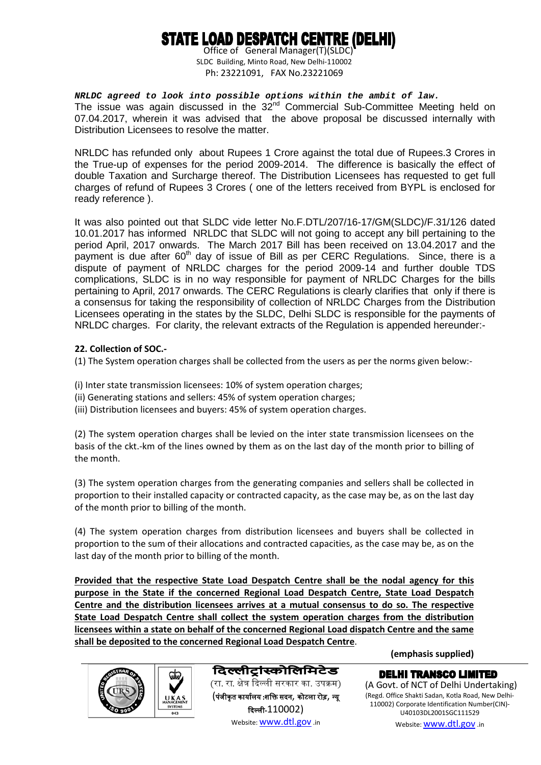***NRLDC agreed to look into possible options within the ambit of law.***
The issue was again discussed in the 32nd Commercial Sub-Committee Meeting held on 07.04.2017, wherein it was advised that the above proposal be discussed internally with Distribution Licensees to resolve the matter.

NRLDC has refunded only about Rupees 1 Crore against the total due of Rupees.3 Crores in the True-up of expenses for the period 2009-2014. The difference is basically the effect of double Taxation and Surcharge thereof. The Distribution Licensees has requested to get full charges of refund of Rupees 3 Crores ( one of the letters received from BYPL is enclosed for ready reference ).

It was also pointed out that SLDC vide letter No.F.DTL/207/16-17/GM(SLDC)/F.31/126 dated 10.01.2017 has informed NRLDC that SLDC will not going to accept any bill pertaining to the period April, 2017 onwards. The March 2017 Bill has been received on 13.04.2017 and the payment is due after 60th day of issue of Bill as per CERC Regulations. Since, there is a dispute of payment of NRLDC charges for the period 2009-14 and further double TDS complications, SLDC is in no way responsible for payment of NRLDC Charges for the bills pertaining to April, 2017 onwards. The CERC Regulations is clearly clarifies that only if there is a consensus for taking the responsibility of collection of NRLDC Charges from the Distribution Licensees operating in the states by the SLDC, Delhi SLDC is responsible for the payments of NRLDC charges. For clarity, the relevant extracts of the Regulation is appended hereunder:-

**22. Collection of SOC.-**

(1) The System operation charges shall be collected from the users as per the norms given below:-

(i) Inter state transmission licensees: 10% of system operation charges;
(ii) Generating stations and sellers: 45% of system operation charges;
(iii) Distribution licensees and buyers: 45% of system operation charges.

(2) The system operation charges shall be levied on the inter state transmission licensees on the basis of the ckt.-km of the lines owned by them as on the last day of the month prior to billing of the month.

(3) The system operation charges from the generating companies and sellers shall be collected in proportion to their installed capacity or contracted capacity, as the case may be, as on the last day of the month prior to billing of the month.

(4) The system operation charges from distribution licensees and buyers shall be collected in proportion to the sum of their allocations and contracted capacities, as the case may be, as on the last day of the month prior to billing of the month.

**Provided that the respective State Load Despatch Centre shall be the nodal agency for this purpose in the State if the concerned Regional Load Despatch Centre, State Load Despatch Centre and the distribution licensees arrives at a mutual consensus to do so. The respective State Load Despatch Centre shall collect the system operation charges from the distribution licensees within a state on behalf of the concerned Regional Load dispatch Centre and the same shall be deposited to the concerned Regional Load Despatch Centre**.

**(emphasis supplied)**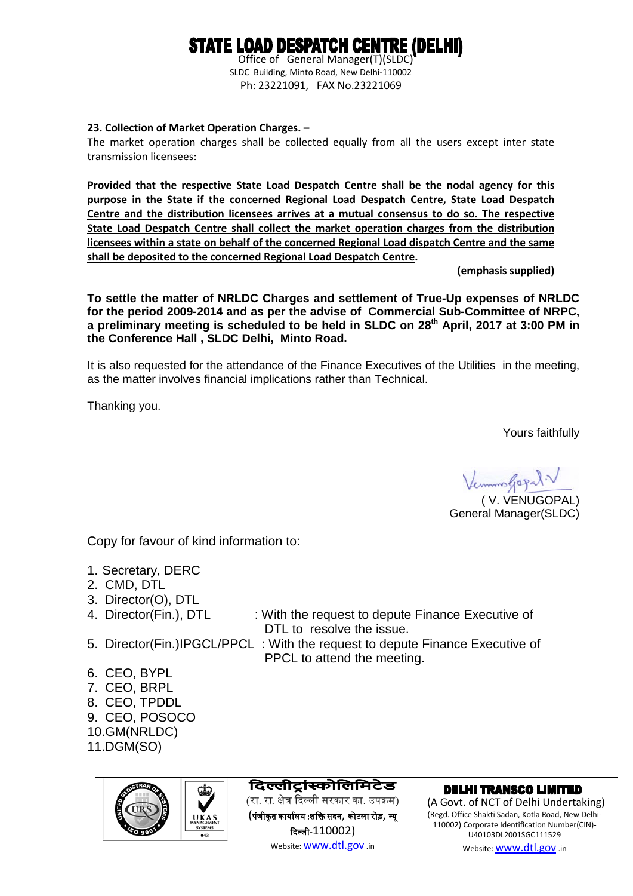# STATE LOAD DESPATCH CENTRE (DELHI)

Office of General Manager(T)(SLDC)
SLDC Building, Minto Road, New Delhi-110002
Ph: 23221091, FAX No.23221069

**23. Collection of Market Operation Charges. –**

The market operation charges shall be collected equally from all the users except inter state transmission licensees:

**Provided that the respective State Load Despatch Centre shall be the nodal agency for this purpose in the State if the concerned Regional Load Despatch Centre, State Load Despatch Centre and the distribution licensees arrives at a mutual consensus to do so. The respective State Load Despatch Centre shall collect the market operation charges from the distribution licensees within a state on behalf of the concerned Regional Load dispatch Centre and the same shall be deposited to the concerned Regional Load Despatch Centre.**

**(emphasis supplied)**

**To settle the matter of NRLDC Charges and settlement of True-Up expenses of NRLDC for the period 2009-2014 and as per the advise of Commercial Sub-Committee of NRPC, a preliminary meeting is scheduled to be held in SLDC on 28th April, 2017 at 3:00 PM in the Conference Hall , SLDC Delhi, Minto Road.**

It is also requested for the attendance of the Finance Executives of the Utilities in the meeting, as the matter involves financial implications rather than Technical.

Thanking you.

Yours faithfully

( V. VENUGOPAL)
General Manager(SLDC)

Copy for favour of kind information to:

1. Secretary, DERC
2. CMD, DTL
3. Director(O), DTL
4. Director(Fin.), DTL : With the request to depute Finance Executive of DTL to resolve the issue.
5. Director(Fin.)IPGCL/PPCL : With the request to depute Finance Executive of PPCL to attend the meeting.
6. CEO, BYPL
7. CEO, BRPL
8. CEO, TPDDL
9. CEO, POSOCO
10. GM(NRLDC)
11. DGM(SO)

दिल्लीट्रांस्कोलिमिटेड
(रा. रा. क्षेत्र दिल्ली सरकार का. उपक्रम)
(पंजीकृत कार्यालय :शक्ति सदन, कोटला रोड़, न्यू दिल्ली-110002)
Website: www.dtl.gov.in

DELHI TRANSCO LIMITED
(A Govt. of NCT of Delhi Undertaking)
(Regd. Office Shakti Sadan, Kotla Road, New Delhi-110002) Corporate Identification Number(CIN)-U40103DL2001SGC111529
Website: www.dtl.gov.in